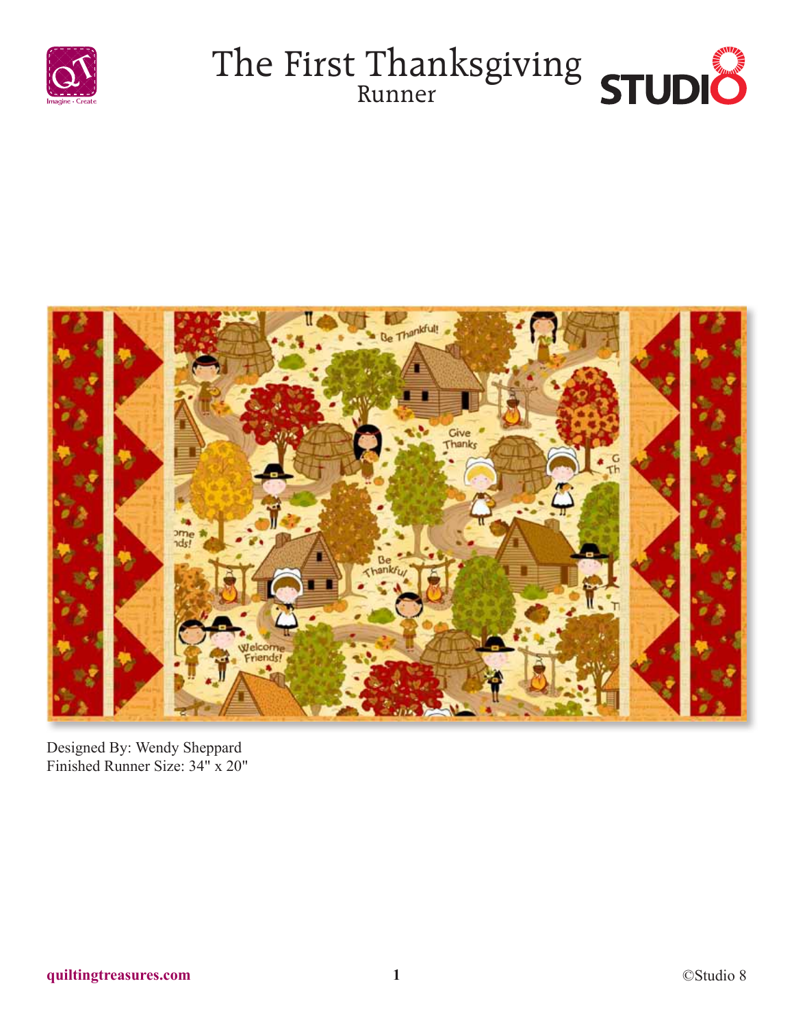# The First Thanksgiving
## Runner

Designed By: Wendy Sheppard
Finished Runner Size: 34" x 20"

quiltingtreasures.com

©Studio 8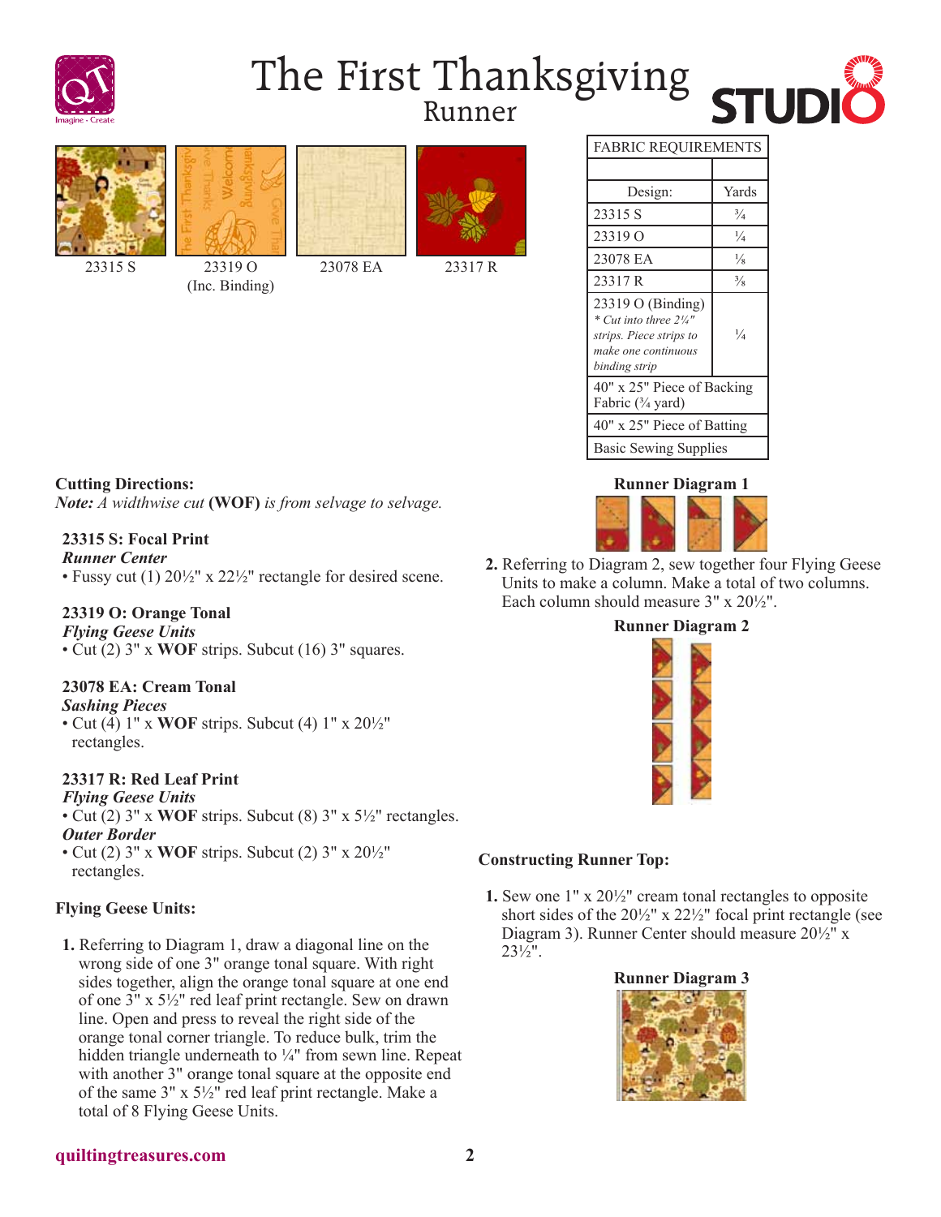# The First Thanksgiving
## Runner

23315 S

23319 O (Inc. Binding)

23078 EA

23317 R

| FABRIC REQUIREMENTS | |
|---|---|
| | |
| Design: | Yards |
| 23315 S | ¾ |
| 23319 O | ¼ |
| 23078 EA | ⅛ |
| 23317 R | ⅜ |
| 23319 O (Binding) *\* Cut into three 2¼" strips. Piece strips to make one continuous binding strip* | ¼ |
| 40" x 25" Piece of Backing Fabric (¾ yard) | |
| 40" x 25" Piece of Batting | |
| Basic Sewing Supplies | |

**Cutting Directions:**
***Note:** A widthwise cut* **(WOF)** *is from selvage to selvage.*

**23315 S: Focal Print**
***Runner Center***
- Fussy cut (1) 20½" x 22½" rectangle for desired scene.

**23319 O: Orange Tonal**
***Flying Geese Units***
- Cut (2) 3" x **WOF** strips. Subcut (16) 3" squares.

**23078 EA: Cream Tonal**
***Sashing Pieces***
- Cut (4) 1" x **WOF** strips. Subcut (4) 1" x 20½" rectangles.

**23317 R: Red Leaf Print**
***Flying Geese Units***
- Cut (2) 3" x **WOF** strips. Subcut (8) 3" x 5½" rectangles.

***Outer Border***
- Cut (2) 3" x **WOF** strips. Subcut (2) 3" x 20½" rectangles.

**Flying Geese Units:**

1. Referring to Diagram 1, draw a diagonal line on the wrong side of one 3" orange tonal square. With right sides together, align the orange tonal square at one end of one 3" x 5½" red leaf print rectangle. Sew on drawn line. Open and press to reveal the right side of the orange tonal corner triangle. To reduce bulk, trim the hidden triangle underneath to ¼" from sewn line. Repeat with another 3" orange tonal square at the opposite end of the same 3" x 5½" red leaf print rectangle. Make a total of 8 Flying Geese Units.

**Runner Diagram 1**

2. Referring to Diagram 2, sew together four Flying Geese Units to make a column. Make a total of two columns. Each column should measure 3" x 20½".

**Runner Diagram 2**

**Constructing Runner Top:**

1. Sew one 1" x 20½" cream tonal rectangles to opposite short sides of the 20½" x 22½" focal print rectangle (see Diagram 3). Runner Center should measure 20½" x 23½".

**Runner Diagram 3**

quiltingtreasures.com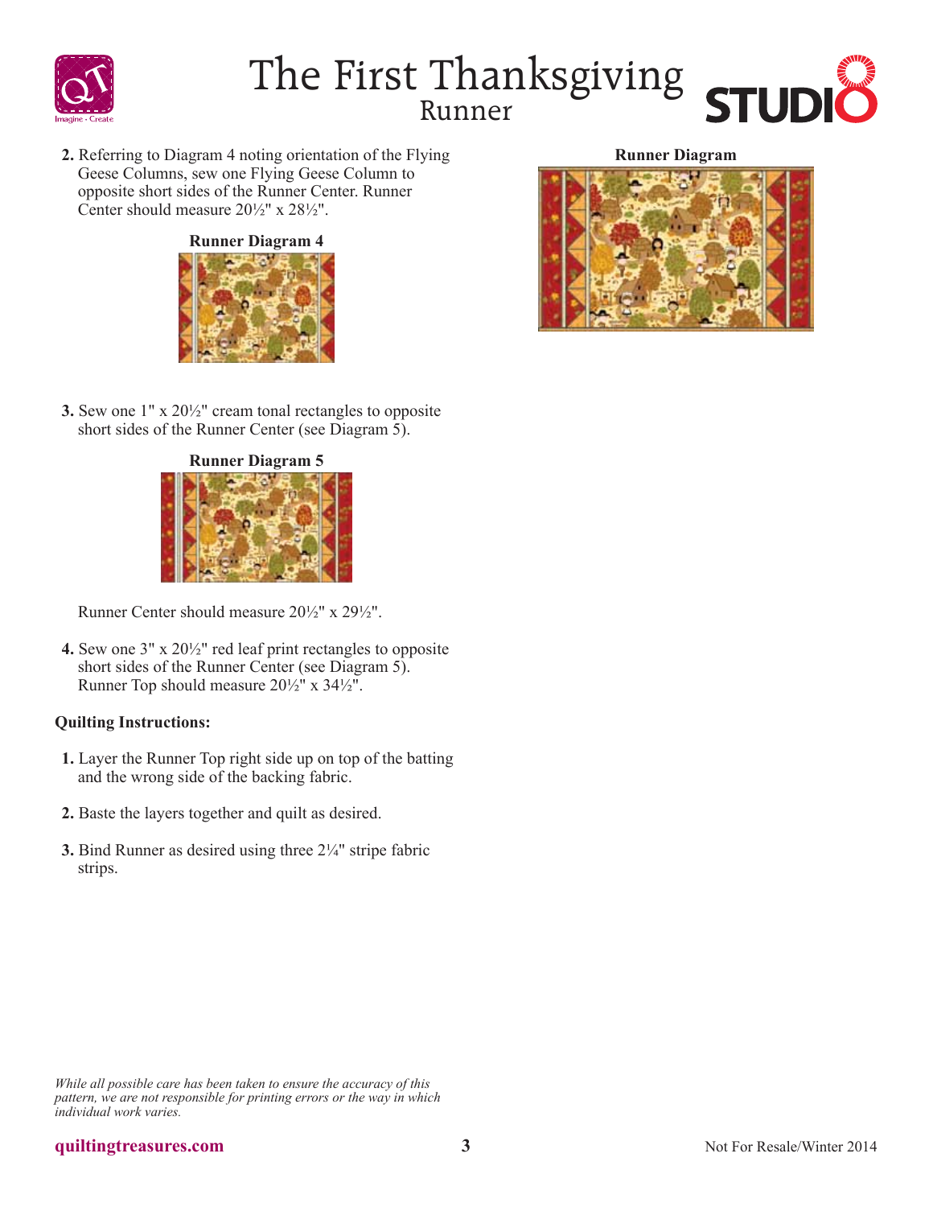2. Referring to Diagram 4 noting orientation of the Flying Geese Columns, sew one Flying Geese Column to opposite short sides of the Runner Center. Runner Center should measure 20½" x 28½".

**Runner Diagram 4**

3. Sew one 1" x 20½" cream tonal rectangles to opposite short sides of the Runner Center (see Diagram 5).

**Runner Diagram 5**

Runner Center should measure 20½" x 29½".

4. Sew one 3" x 20½" red leaf print rectangles to opposite short sides of the Runner Center (see Diagram 5). Runner Top should measure 20½" x 34½".

**Quilting Instructions:**

1. Layer the Runner Top right side up on top of the batting and the wrong side of the backing fabric.

2. Baste the layers together and quilt as desired.

3. Bind Runner as desired using three 2¼" stripe fabric strips.

**Runner Diagram**

*While all possible care has been taken to ensure the accuracy of this pattern, we are not responsible for printing errors or the way in which individual work varies.*